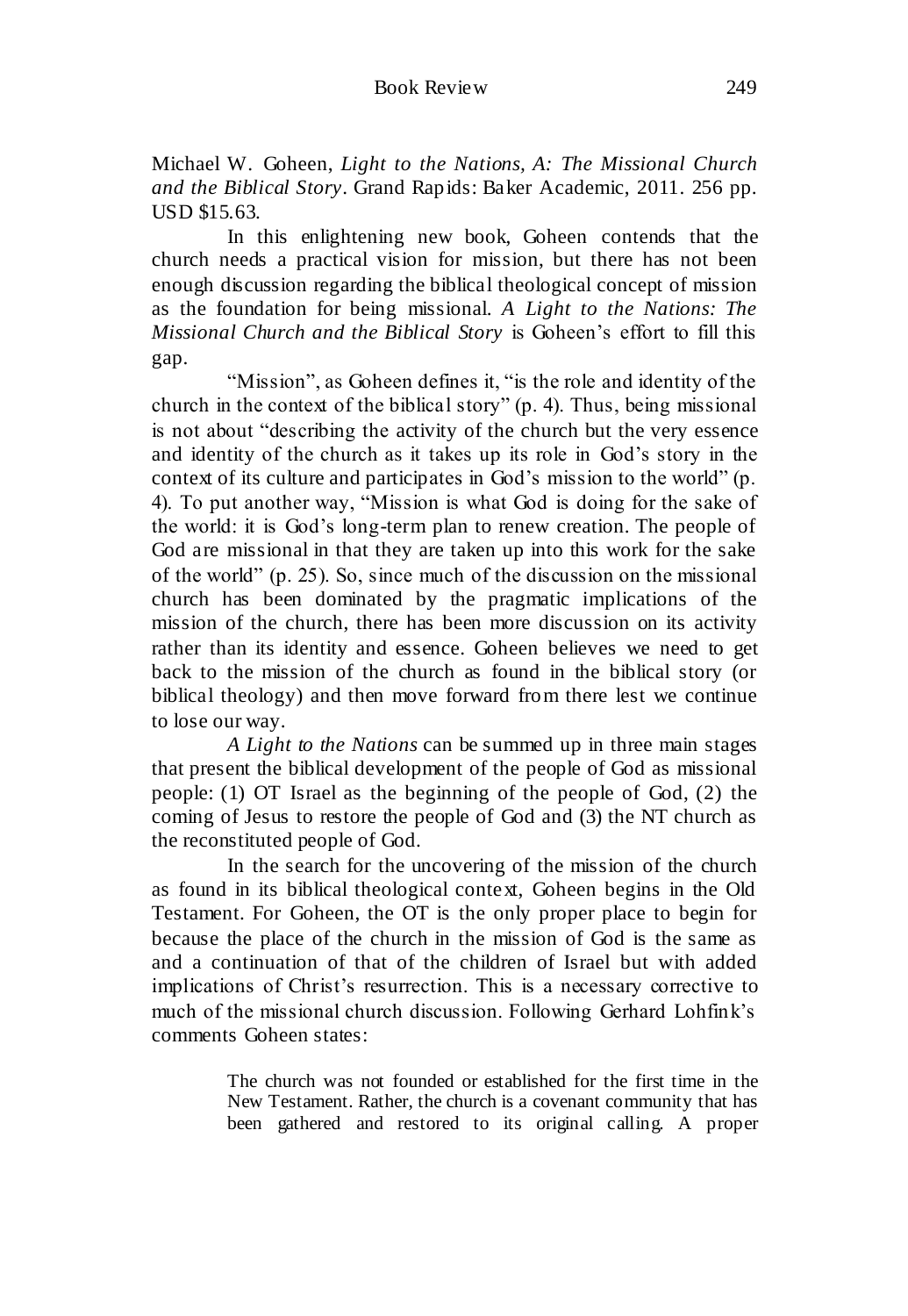Michael W. Goheen, *Light to the Nations, A: The Missional Church and the Biblical Story*. Grand Rapids: Baker Academic, 2011. 256 pp. USD $15.63.

In this enlightening new book, Goheen contends that the church needs a practical vision for mission, but there has not been enough discussion regarding the biblical theological concept of mission as the foundation for being missional. *A Light to the Nations: The Missional Church and the Biblical Story* is Goheen's effort to fill this gap.

"Mission", as Goheen defines it, "is the role and identity of the church in the context of the biblical story" (p. 4). Thus, being missional is not about "describing the activity of the church but the very essence and identity of the church as it takes up its role in God's story in the context of its culture and participates in God's mission to the world" (p. 4). To put another way, "Mission is what God is doing for the sake of the world: it is God's long-term plan to renew creation. The people of God are missional in that they are taken up into this work for the sake of the world" (p. 25). So, since much of the discussion on the missional church has been dominated by the pragmatic implications of the mission of the church, there has been more discussion on its activity rather than its identity and essence. Goheen believes we need to get back to the mission of the church as found in the biblical story (or biblical theology) and then move forward from there lest we continue to lose our way.

*A Light to the Nations* can be summed up in three main stages that present the biblical development of the people of God as missional people: (1) OT Israel as the beginning of the people of God, (2) the coming of Jesus to restore the people of God and (3) the NT church as the reconstituted people of God.

In the search for the uncovering of the mission of the church as found in its biblical theological context, Goheen begins in the Old Testament. For Goheen, the OT is the only proper place to begin for because the place of the church in the mission of God is the same as and a continuation of that of the children of Israel but with added implications of Christ's resurrection. This is a necessary corrective to much of the missional church discussion. Following Gerhard Lohfink's comments Goheen states:

> The church was not founded or established for the first time in the New Testament. Rather, the church is a covenant community that has been gathered and restored to its original calling. A proper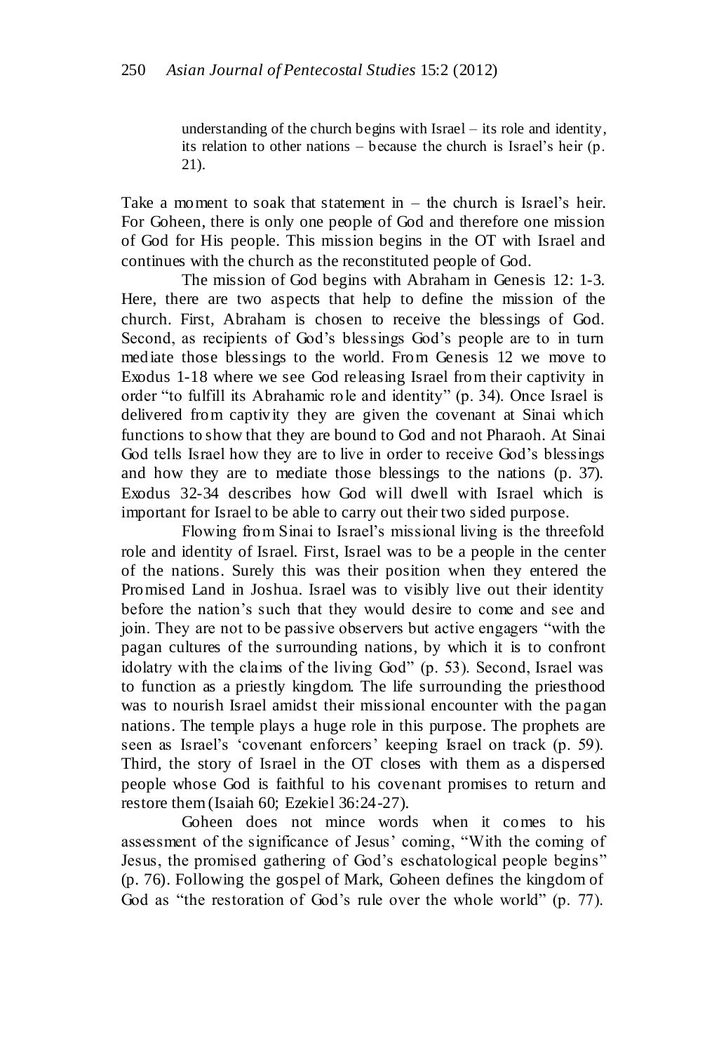> understanding of the church begins with Israel – its role and identity, its relation to other nations – because the church is Israel's heir (p. 21).

Take a moment to soak that statement in – the church is Israel's heir. For Goheen, there is only one people of God and therefore one mission of God for His people. This mission begins in the OT with Israel and continues with the church as the reconstituted people of God.

The mission of God begins with Abraham in Genesis 12: 1-3. Here, there are two aspects that help to define the mission of the church. First, Abraham is chosen to receive the blessings of God. Second, as recipients of God's blessings God's people are to in turn mediate those blessings to the world. From Genesis 12 we move to Exodus 1-18 where we see God releasing Israel from their captivity in order "to fulfill its Abrahamic role and identity" (p. 34). Once Israel is delivered from captivity they are given the covenant at Sinai which functions to show that they are bound to God and not Pharaoh. At Sinai God tells Israel how they are to live in order to receive God's blessings and how they are to mediate those blessings to the nations (p. 37). Exodus 32-34 describes how God will dwell with Israel which is important for Israel to be able to carry out their two sided purpose.

Flowing from Sinai to Israel's missional living is the threefold role and identity of Israel. First, Israel was to be a people in the center of the nations. Surely this was their position when they entered the Promised Land in Joshua. Israel was to visibly live out their identity before the nation's such that they would desire to come and see and join. They are not to be passive observers but active engagers "with the pagan cultures of the surrounding nations, by which it is to confront idolatry with the claims of the living God" (p. 53). Second, Israel was to function as a priestly kingdom. The life surrounding the priesthood was to nourish Israel amidst their missional encounter with the pagan nations. The temple plays a huge role in this purpose. The prophets are seen as Israel's 'covenant enforcers' keeping Israel on track (p. 59). Third, the story of Israel in the OT closes with them as a dispersed people whose God is faithful to his covenant promises to return and restore them (Isaiah 60; Ezekiel 36:24-27).

Goheen does not mince words when it comes to his assessment of the significance of Jesus' coming, "With the coming of Jesus, the promised gathering of God's eschatological people begins" (p. 76). Following the gospel of Mark, Goheen defines the kingdom of God as "the restoration of God's rule over the whole world" (p. 77).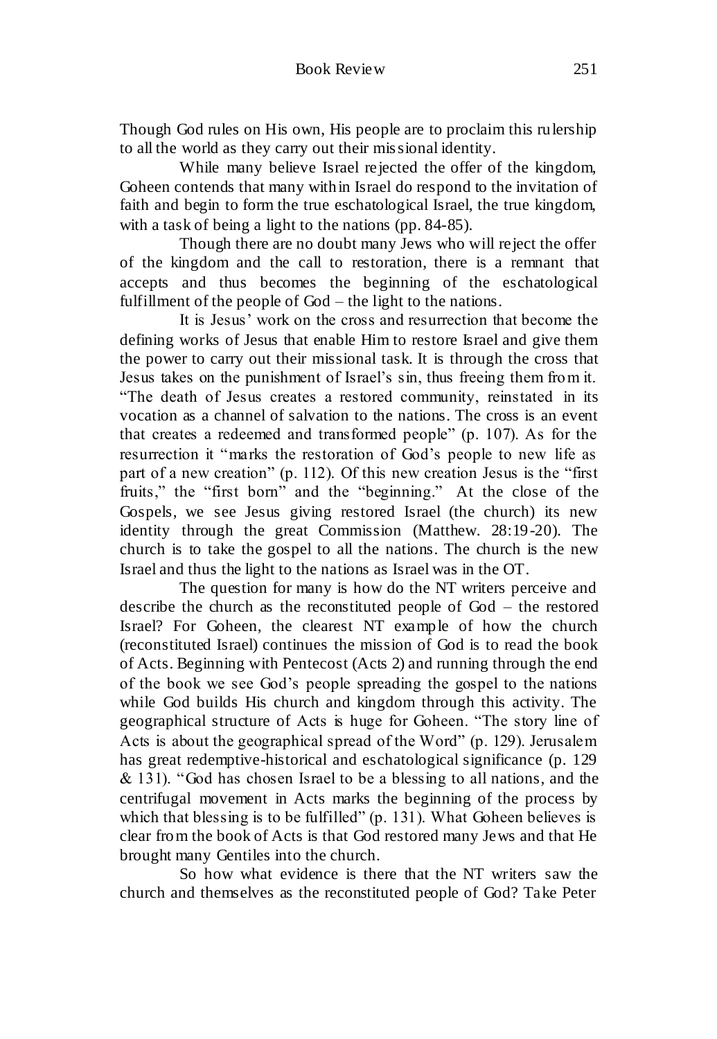Though God rules on His own, His people are to proclaim this rulership to all the world as they carry out their missional identity.

While many believe Israel rejected the offer of the kingdom, Goheen contends that many within Israel do respond to the invitation of faith and begin to form the true eschatological Israel, the true kingdom, with a task of being a light to the nations (pp. 84-85).

Though there are no doubt many Jews who will reject the offer of the kingdom and the call to restoration, there is a remnant that accepts and thus becomes the beginning of the eschatological fulfillment of the people of God – the light to the nations.

It is Jesus' work on the cross and resurrection that become the defining works of Jesus that enable Him to restore Israel and give them the power to carry out their missional task. It is through the cross that Jesus takes on the punishment of Israel's sin, thus freeing them from it. "The death of Jesus creates a restored community, reinstated in its vocation as a channel of salvation to the nations. The cross is an event that creates a redeemed and transformed people" (p. 107). As for the resurrection it "marks the restoration of God's people to new life as part of a new creation" (p. 112). Of this new creation Jesus is the "first fruits," the "first born" and the "beginning." At the close of the Gospels, we see Jesus giving restored Israel (the church) its new identity through the great Commission (Matthew. 28:19-20). The church is to take the gospel to all the nations. The church is the new Israel and thus the light to the nations as Israel was in the OT.

The question for many is how do the NT writers perceive and describe the church as the reconstituted people of God – the restored Israel? For Goheen, the clearest NT example of how the church (reconstituted Israel) continues the mission of God is to read the book of Acts. Beginning with Pentecost (Acts 2) and running through the end of the book we see God's people spreading the gospel to the nations while God builds His church and kingdom through this activity. The geographical structure of Acts is huge for Goheen. "The story line of Acts is about the geographical spread of the Word" (p. 129). Jerusalem has great redemptive-historical and eschatological significance (p. 129 & 131). "God has chosen Israel to be a blessing to all nations, and the centrifugal movement in Acts marks the beginning of the process by which that blessing is to be fulfilled" (p. 131). What Goheen believes is clear from the book of Acts is that God restored many Jews and that He brought many Gentiles into the church.

So how what evidence is there that the NT writers saw the church and themselves as the reconstituted people of God? Take Peter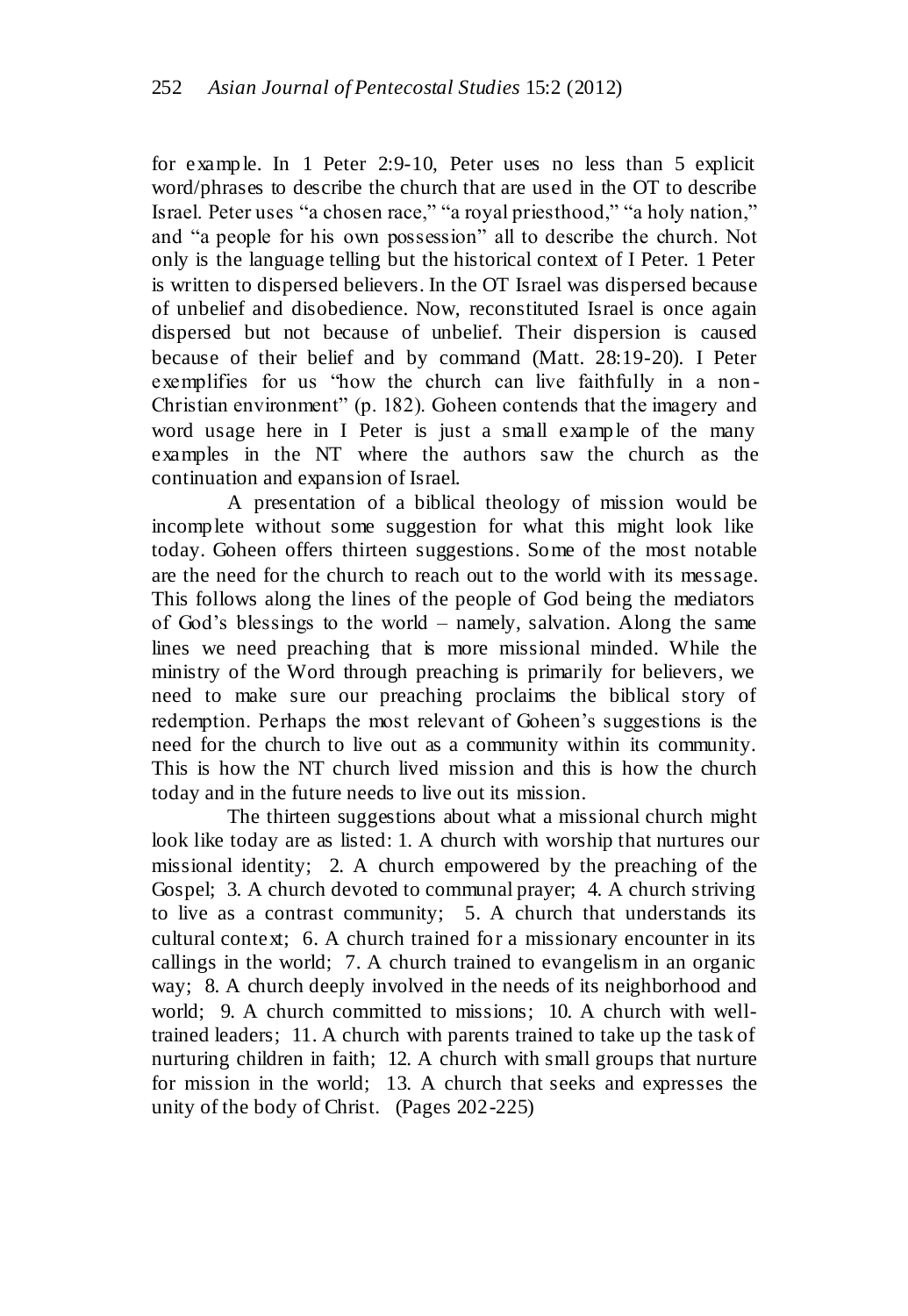for example. In 1 Peter 2:9-10, Peter uses no less than 5 explicit word/phrases to describe the church that are used in the OT to describe Israel. Peter uses "a chosen race," "a royal priesthood," "a holy nation," and "a people for his own possession" all to describe the church. Not only is the language telling but the historical context of I Peter. 1 Peter is written to dispersed believers. In the OT Israel was dispersed because of unbelief and disobedience. Now, reconstituted Israel is once again dispersed but not because of unbelief. Their dispersion is caused because of their belief and by command (Matt. 28:19-20). I Peter exemplifies for us "how the church can live faithfully in a non-Christian environment" (p. 182). Goheen contends that the imagery and word usage here in I Peter is just a small example of the many examples in the NT where the authors saw the church as the continuation and expansion of Israel.

A presentation of a biblical theology of mission would be incomplete without some suggestion for what this might look like today. Goheen offers thirteen suggestions. Some of the most notable are the need for the church to reach out to the world with its message. This follows along the lines of the people of God being the mediators of God's blessings to the world – namely, salvation. Along the same lines we need preaching that is more missional minded. While the ministry of the Word through preaching is primarily for believers, we need to make sure our preaching proclaims the biblical story of redemption. Perhaps the most relevant of Goheen's suggestions is the need for the church to live out as a community within its community. This is how the NT church lived mission and this is how the church today and in the future needs to live out its mission.

The thirteen suggestions about what a missional church might look like today are as listed: 1. A church with worship that nurtures our missional identity; 2. A church empowered by the preaching of the Gospel; 3. A church devoted to communal prayer; 4. A church striving to live as a contrast community; 5. A church that understands its cultural context; 6. A church trained for a missionary encounter in its callings in the world; 7. A church trained to evangelism in an organic way; 8. A church deeply involved in the needs of its neighborhood and world; 9. A church committed to missions; 10. A church with well-trained leaders; 11. A church with parents trained to take up the task of nurturing children in faith; 12. A church with small groups that nurture for mission in the world; 13. A church that seeks and expresses the unity of the body of Christ. (Pages 202-225)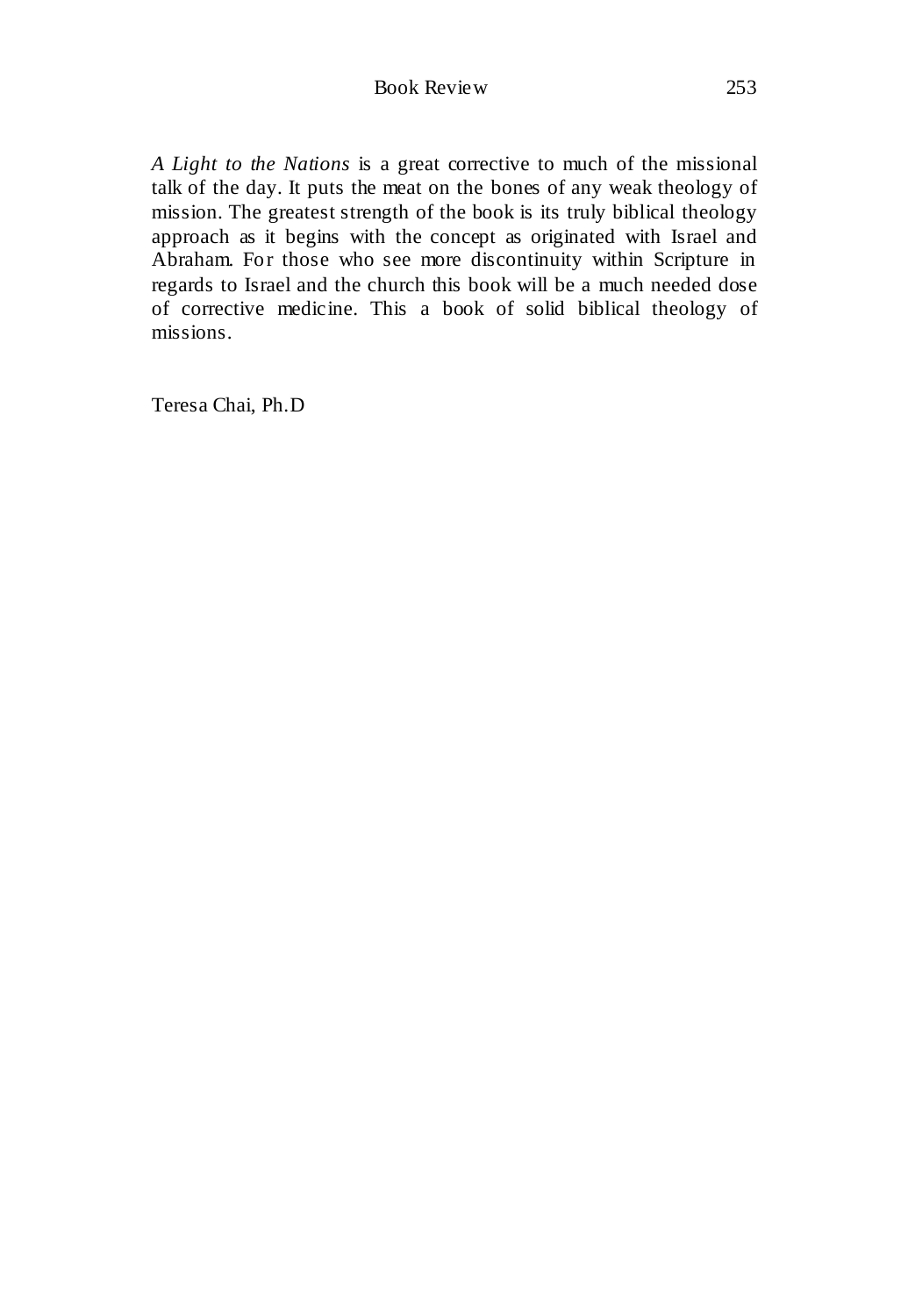*A Light to the Nations* is a great corrective to much of the missional talk of the day. It puts the meat on the bones of any weak theology of mission. The greatest strength of the book is its truly biblical theology approach as it begins with the concept as originated with Israel and Abraham. For those who see more discontinuity within Scripture in regards to Israel and the church this book will be a much needed dose of corrective medicine. This a book of solid biblical theology of missions.

Teresa Chai, Ph.D